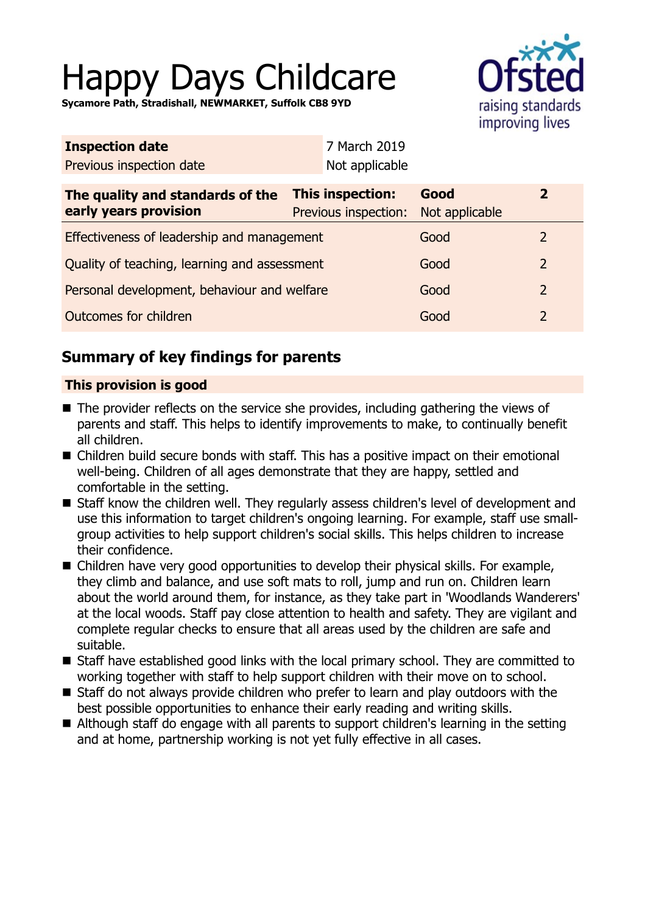# Happy Days Childcare

**Sycamore Path, Stradishall, NEWMARKET, Suffolk CB8 9YD**

| **Inspection date** | 7 March 2019 |
|---|---|
| Previous inspection date | Not applicable |

| **The quality and standards of the early years provision** | **This inspection:** | **Good** | **2** |
|---|---|---|---|
| | Previous inspection: | Not applicable | |
| Effectiveness of leadership and management | | Good | 2 |
| Quality of teaching, learning and assessment | | Good | 2 |
| Personal development, behaviour and welfare | | Good | 2 |
| Outcomes for children | | Good | 2 |

## Summary of key findings for parents

**This provision is good**

- The provider reflects on the service she provides, including gathering the views of parents and staff. This helps to identify improvements to make, to continually benefit all children.
- Children build secure bonds with staff. This has a positive impact on their emotional well-being. Children of all ages demonstrate that they are happy, settled and comfortable in the setting.
- Staff know the children well. They regularly assess children's level of development and use this information to target children's ongoing learning. For example, staff use small-group activities to help support children's social skills. This helps children to increase their confidence.
- Children have very good opportunities to develop their physical skills. For example, they climb and balance, and use soft mats to roll, jump and run on. Children learn about the world around them, for instance, as they take part in 'Woodlands Wanderers' at the local woods. Staff pay close attention to health and safety. They are vigilant and complete regular checks to ensure that all areas used by the children are safe and suitable.
- Staff have established good links with the local primary school. They are committed to working together with staff to help support children with their move on to school.
- Staff do not always provide children who prefer to learn and play outdoors with the best possible opportunities to enhance their early reading and writing skills.
- Although staff do engage with all parents to support children's learning in the setting and at home, partnership working is not yet fully effective in all cases.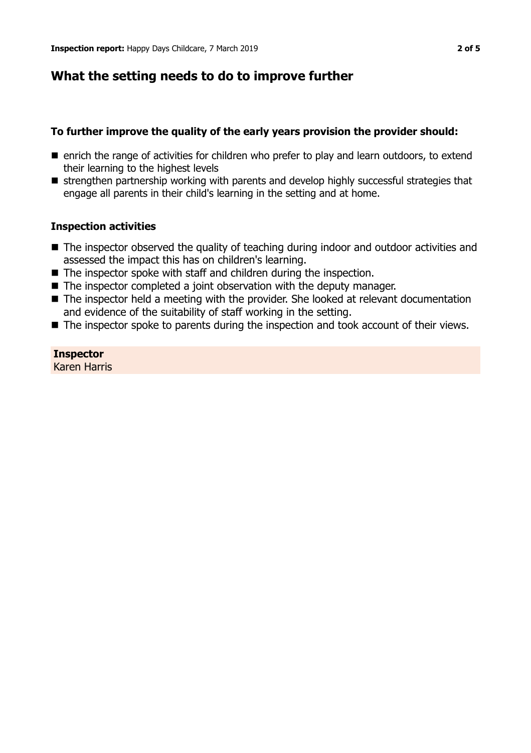## What the setting needs to do to improve further

### To further improve the quality of the early years provision the provider should:

- enrich the range of activities for children who prefer to play and learn outdoors, to extend their learning to the highest levels
- strengthen partnership working with parents and develop highly successful strategies that engage all parents in their child's learning in the setting and at home.

### Inspection activities

- The inspector observed the quality of teaching during indoor and outdoor activities and assessed the impact this has on children's learning.
- The inspector spoke with staff and children during the inspection.
- The inspector completed a joint observation with the deputy manager.
- The inspector held a meeting with the provider. She looked at relevant documentation and evidence of the suitability of staff working in the setting.
- The inspector spoke to parents during the inspection and took account of their views.

**Inspector**
Karen Harris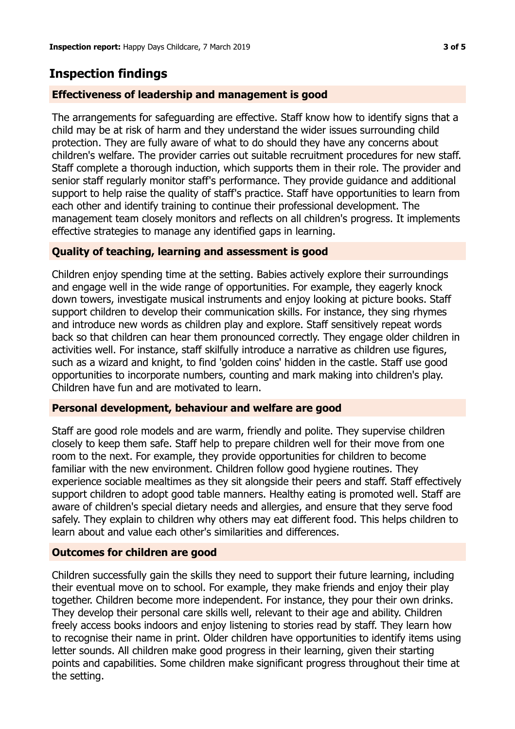## Inspection findings

### Effectiveness of leadership and management is good

The arrangements for safeguarding are effective. Staff know how to identify signs that a child may be at risk of harm and they understand the wider issues surrounding child protection. They are fully aware of what to do should they have any concerns about children's welfare. The provider carries out suitable recruitment procedures for new staff. Staff complete a thorough induction, which supports them in their role. The provider and senior staff regularly monitor staff's performance. They provide guidance and additional support to help raise the quality of staff's practice. Staff have opportunities to learn from each other and identify training to continue their professional development. The management team closely monitors and reflects on all children's progress. It implements effective strategies to manage any identified gaps in learning.

### Quality of teaching, learning and assessment is good

Children enjoy spending time at the setting. Babies actively explore their surroundings and engage well in the wide range of opportunities. For example, they eagerly knock down towers, investigate musical instruments and enjoy looking at picture books. Staff support children to develop their communication skills. For instance, they sing rhymes and introduce new words as children play and explore. Staff sensitively repeat words back so that children can hear them pronounced correctly. They engage older children in activities well. For instance, staff skilfully introduce a narrative as children use figures, such as a wizard and knight, to find 'golden coins' hidden in the castle. Staff use good opportunities to incorporate numbers, counting and mark making into children's play. Children have fun and are motivated to learn.

### Personal development, behaviour and welfare are good

Staff are good role models and are warm, friendly and polite. They supervise children closely to keep them safe. Staff help to prepare children well for their move from one room to the next. For example, they provide opportunities for children to become familiar with the new environment. Children follow good hygiene routines. They experience sociable mealtimes as they sit alongside their peers and staff. Staff effectively support children to adopt good table manners. Healthy eating is promoted well. Staff are aware of children's special dietary needs and allergies, and ensure that they serve food safely. They explain to children why others may eat different food. This helps children to learn about and value each other's similarities and differences.

### Outcomes for children are good

Children successfully gain the skills they need to support their future learning, including their eventual move on to school. For example, they make friends and enjoy their play together. Children become more independent. For instance, they pour their own drinks. They develop their personal care skills well, relevant to their age and ability. Children freely access books indoors and enjoy listening to stories read by staff. They learn how to recognise their name in print. Older children have opportunities to identify items using letter sounds. All children make good progress in their learning, given their starting points and capabilities. Some children make significant progress throughout their time at the setting.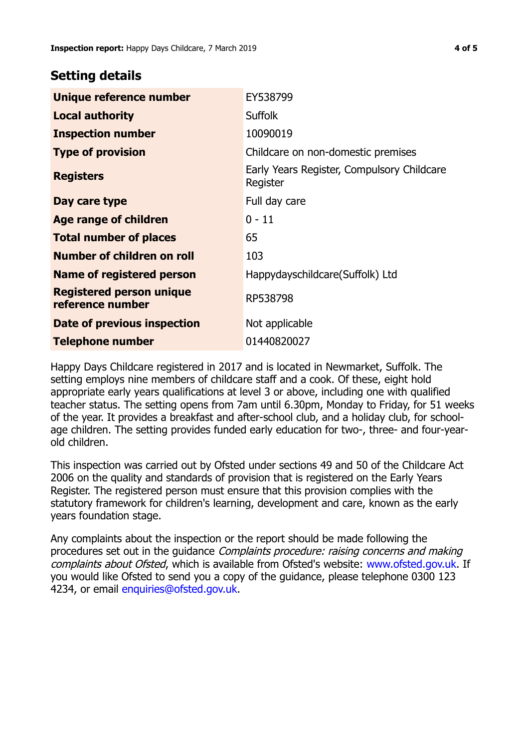## Setting details

| | |
|---|---|
| **Unique reference number** | EY538799 |
| **Local authority** | Suffolk |
| **Inspection number** | 10090019 |
| **Type of provision** | Childcare on non-domestic premises |
| **Registers** | Early Years Register, Compulsory Childcare Register |
| **Day care type** | Full day care |
| **Age range of children** | 0 - 11 |
| **Total number of places** | 65 |
| **Number of children on roll** | 103 |
| **Name of registered person** | Happydayschildcare(Suffolk) Ltd |
| **Registered person unique reference number** | RP538798 |
| **Date of previous inspection** | Not applicable |
| **Telephone number** | 01440820027 |

Happy Days Childcare registered in 2017 and is located in Newmarket, Suffolk. The setting employs nine members of childcare staff and a cook. Of these, eight hold appropriate early years qualifications at level 3 or above, including one with qualified teacher status. The setting opens from 7am until 6.30pm, Monday to Friday, for 51 weeks of the year. It provides a breakfast and after-school club, and a holiday club, for school-age children. The setting provides funded early education for two-, three- and four-year-old children.

This inspection was carried out by Ofsted under sections 49 and 50 of the Childcare Act 2006 on the quality and standards of provision that is registered on the Early Years Register. The registered person must ensure that this provision complies with the statutory framework for children's learning, development and care, known as the early years foundation stage.

Any complaints about the inspection or the report should be made following the procedures set out in the guidance *Complaints procedure: raising concerns and making complaints about Ofsted*, which is available from Ofsted's website: www.ofsted.gov.uk. If you would like Ofsted to send you a copy of the guidance, please telephone 0300 123 4234, or email enquiries@ofsted.gov.uk.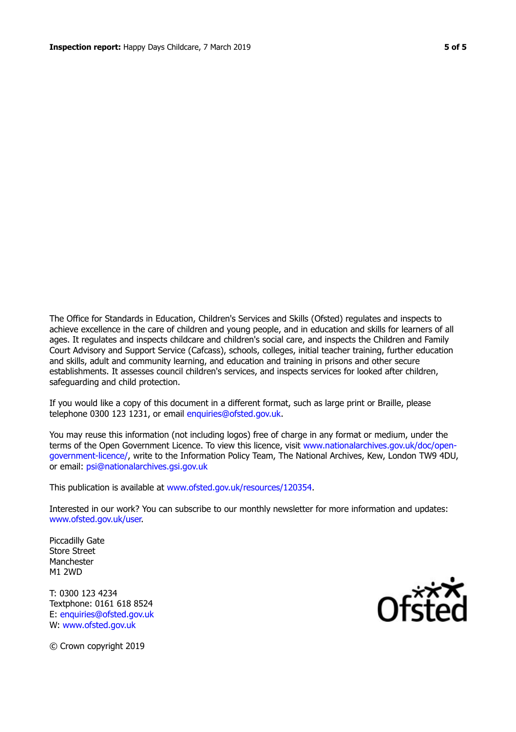The Office for Standards in Education, Children's Services and Skills (Ofsted) regulates and inspects to achieve excellence in the care of children and young people, and in education and skills for learners of all ages. It regulates and inspects childcare and children's social care, and inspects the Children and Family Court Advisory and Support Service (Cafcass), schools, colleges, initial teacher training, further education and skills, adult and community learning, and education and training in prisons and other secure establishments. It assesses council children's services, and inspects services for looked after children, safeguarding and child protection.

If you would like a copy of this document in a different format, such as large print or Braille, please telephone 0300 123 1231, or email enquiries@ofsted.gov.uk.

You may reuse this information (not including logos) free of charge in any format or medium, under the terms of the Open Government Licence. To view this licence, visit www.nationalarchives.gov.uk/doc/open-government-licence/, write to the Information Policy Team, The National Archives, Kew, London TW9 4DU, or email: psi@nationalarchives.gsi.gov.uk

This publication is available at www.ofsted.gov.uk/resources/120354.

Interested in our work? You can subscribe to our monthly newsletter for more information and updates: www.ofsted.gov.uk/user.

Piccadilly Gate
Store Street
Manchester
M1 2WD

T: 0300 123 4234
Textphone: 0161 618 8524
E: enquiries@ofsted.gov.uk
W: www.ofsted.gov.uk

© Crown copyright 2019